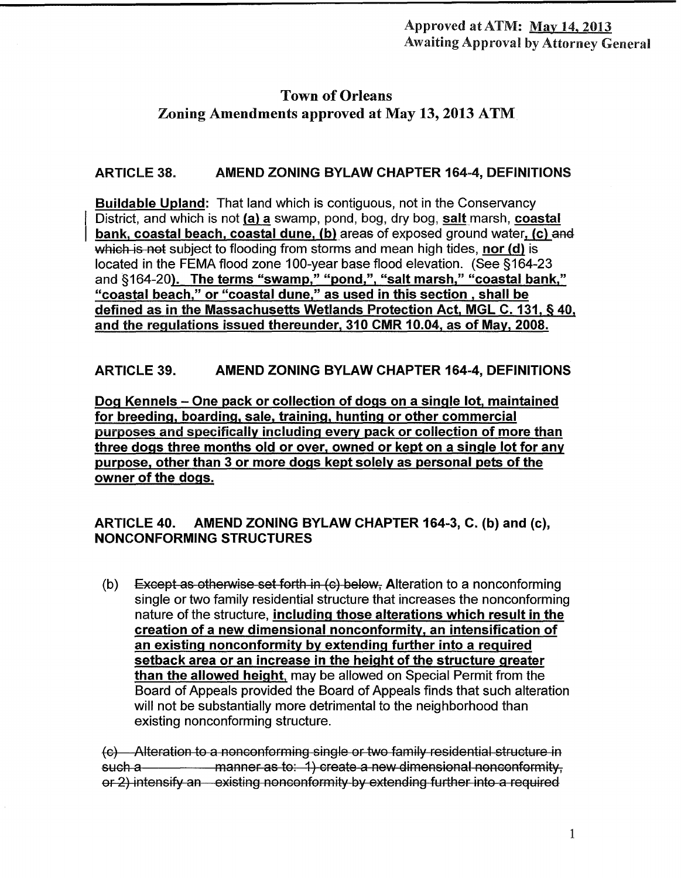Approved at ATM: May 14, 2013
Awaiting Approval by Attorney General

# Town of Orleans
## Zoning Amendments approved at May 13, 2013 ATM

### ARTICLE 38. AMEND ZONING BYLAW CHAPTER 164-4, DEFINITIONS

**Buildable Upland:** That land which is contiguous, not in the Conservancy District, and which is not **(a) a** swamp, pond, bog, dry bog, **salt** marsh, **coastal bank, coastal beach, coastal dune, (b)** areas of exposed ground water**, (c)** ~~and which is not~~ subject to flooding from storms and mean high tides, **nor (d)** is located in the FEMA flood zone 100-year base flood elevation. (See §164-23 and §164-20**). The terms "swamp," "pond,", "salt marsh," "coastal bank," "coastal beach," or "coastal dune," as used in this section , shall be defined as in the Massachusetts Wetlands Protection Act, MGL C. 131, § 40, and the regulations issued thereunder, 310 CMR 10.04, as of May, 2008.**

### ARTICLE 39. AMEND ZONING BYLAW CHAPTER 164-4, DEFINITIONS

**Dog Kennels – One pack or collection of dogs on a single lot, maintained for breeding, boarding, sale, training, hunting or other commercial purposes and specifically including every pack or collection of more than three dogs three months old or over, owned or kept on a single lot for any purpose, other than 3 or more dogs kept solely as personal pets of the owner of the dogs.**

### ARTICLE 40. AMEND ZONING BYLAW CHAPTER 164-3, C. (b) and (c), NONCONFORMING STRUCTURES

(b) ~~Except as otherwise set forth in (c) below,~~ Alteration to a nonconforming single or two family residential structure that increases the nonconforming nature of the structure, **including those alterations which result in the creation of a new dimensional nonconformity, an intensification of an existing nonconformity by extending further into a required setback area or an increase in the height of the structure greater than the allowed height**, may be allowed on Special Permit from the Board of Appeals provided the Board of Appeals finds that such alteration will not be substantially more detrimental to the neighborhood than existing nonconforming structure.

~~(c) Alteration to a nonconforming single or two family residential structure in such a manner as to: 1) create a new dimensional nonconformity, or 2) intensify an existing nonconformity by extending further into a required~~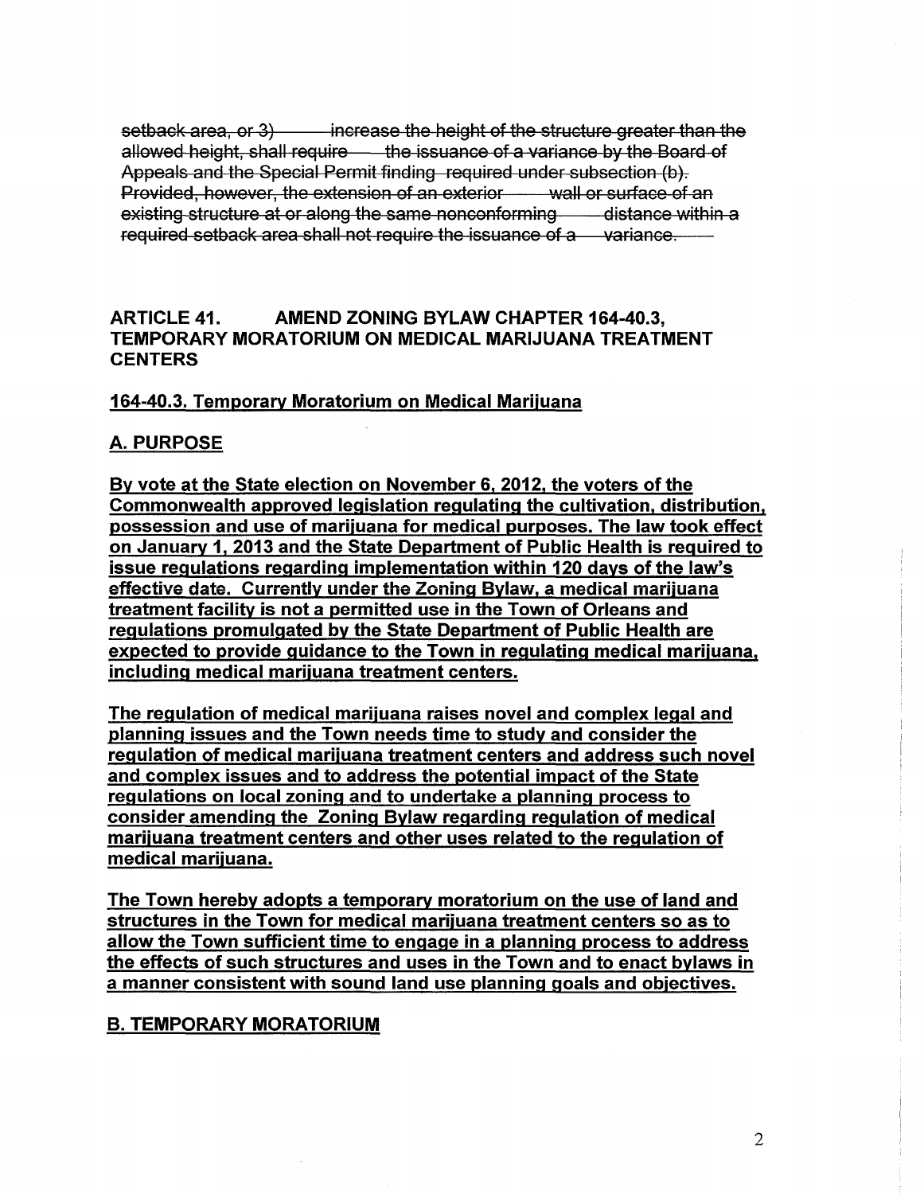~~setback area, or 3) increase the height of the structure greater than the allowed height, shall require the issuance of a variance by the Board of Appeals and the Special Permit finding required under subsection (b). Provided, however, the extension of an exterior wall or surface of an existing structure at or along the same nonconforming distance within a required setback area shall not require the issuance of a variance.~~

## ARTICLE 41. AMEND ZONING BYLAW CHAPTER 164-40.3, TEMPORARY MORATORIUM ON MEDICAL MARIJUANA TREATMENT CENTERS

**<u>164-40.3. Temporary Moratorium on Medical Marijuana</u>**

**<u>A. PURPOSE</u>**

**<u>By vote at the State election on November 6, 2012, the voters of the Commonwealth approved legislation regulating the cultivation, distribution, possession and use of marijuana for medical purposes. The law took effect on January 1, 2013 and the State Department of Public Health is required to issue regulations regarding implementation within 120 days of the law's effective date. Currently under the Zoning Bylaw, a medical marijuana treatment facility is not a permitted use in the Town of Orleans and regulations promulgated by the State Department of Public Health are expected to provide guidance to the Town in regulating medical marijuana, including medical marijuana treatment centers.</u>**

**<u>The regulation of medical marijuana raises novel and complex legal and planning issues and the Town needs time to study and consider the regulation of medical marijuana treatment centers and address such novel and complex issues and to address the potential impact of the State regulations on local zoning and to undertake a planning process to consider amending the Zoning Bylaw regarding regulation of medical marijuana treatment centers and other uses related to the regulation of medical marijuana.</u>**

**<u>The Town hereby adopts a temporary moratorium on the use of land and structures in the Town for medical marijuana treatment centers so as to allow the Town sufficient time to engage in a planning process to address the effects of such structures and uses in the Town and to enact bylaws in a manner consistent with sound land use planning goals and objectives.</u>**

**<u>B. TEMPORARY MORATORIUM</u>**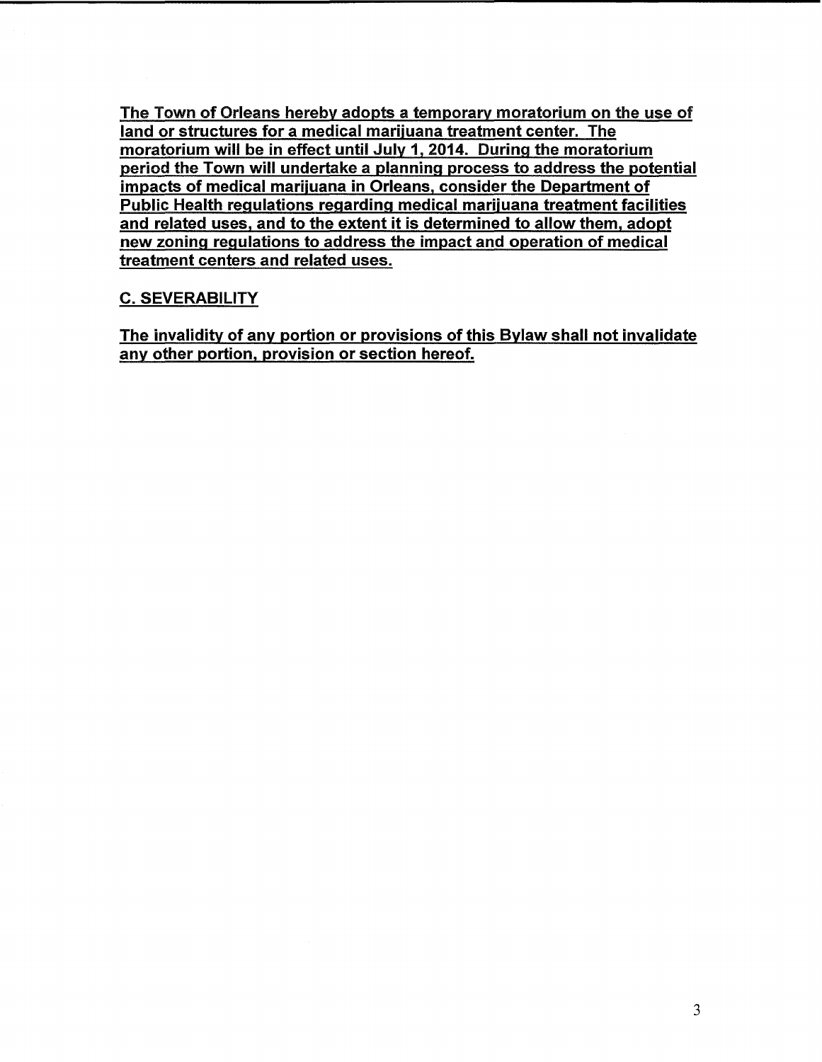**The Town of Orleans hereby adopts a temporary moratorium on the use of land or structures for a medical marijuana treatment center. The moratorium will be in effect until July 1, 2014. During the moratorium period the Town will undertake a planning process to address the potential impacts of medical marijuana in Orleans, consider the Department of Public Health regulations regarding medical marijuana treatment facilities and related uses, and to the extent it is determined to allow them, adopt new zoning regulations to address the impact and operation of medical treatment centers and related uses.**

**C. SEVERABILITY**

**The invalidity of any portion or provisions of this Bylaw shall not invalidate any other portion, provision or section hereof.**